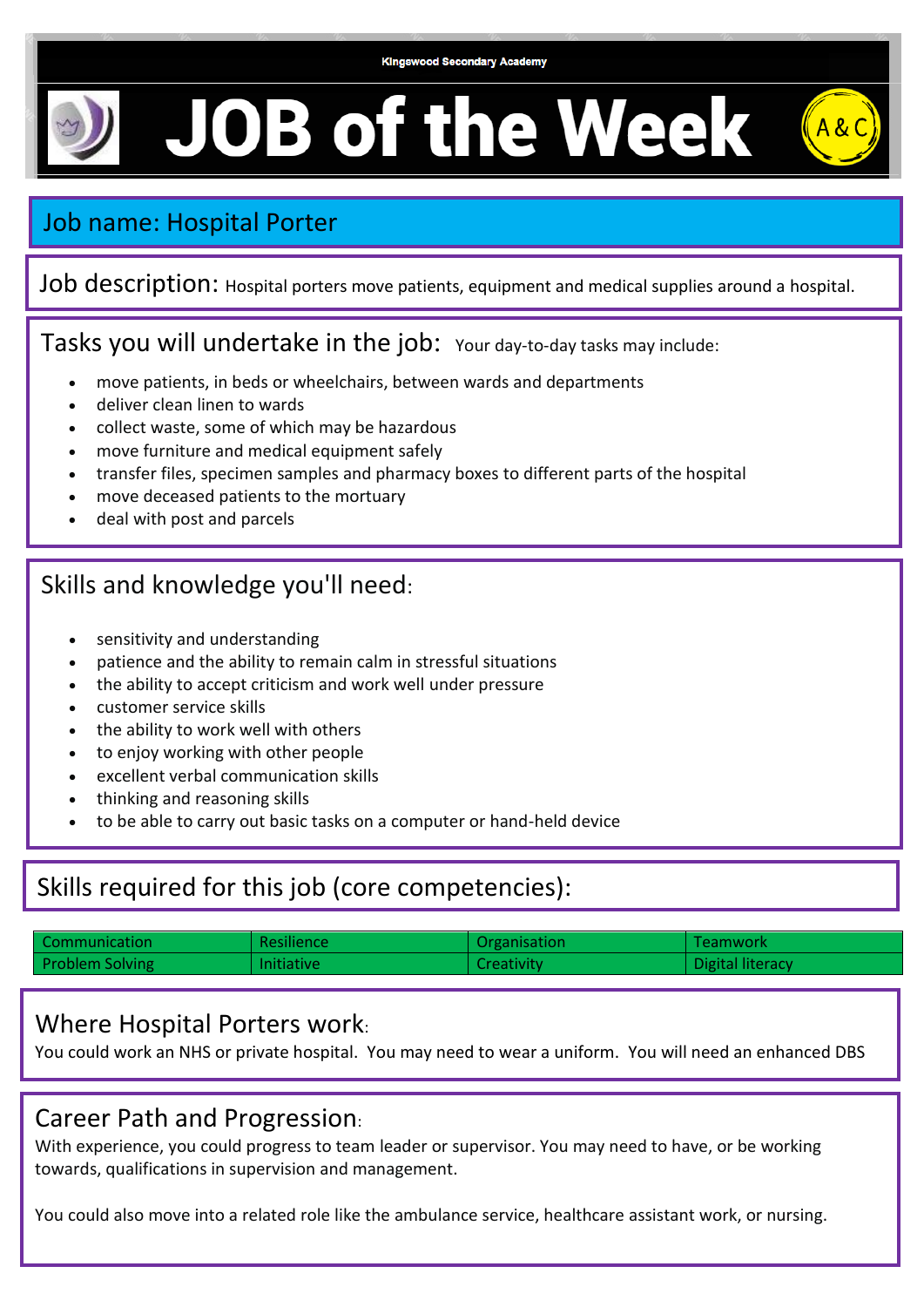Kingswood Secondary Academy

# JOB of the Week

A&C

## Job name: Hospital Porter

**Job description:** Hospital porters move patients, equipment and medical supplies around a hospital.

## Tasks you will undertake in the job:

Your day-to-day tasks may include:

- move patients, in beds or wheelchairs, between wards and departments
- deliver clean linen to wards
- collect waste, some of which may be hazardous
- move furniture and medical equipment safely
- transfer files, specimen samples and pharmacy boxes to different parts of the hospital
- move deceased patients to the mortuary
- deal with post and parcels

## Skills and knowledge you'll need:

- sensitivity and understanding
- patience and the ability to remain calm in stressful situations
- the ability to accept criticism and work well under pressure
- customer service skills
- the ability to work well with others
- to enjoy working with other people
- excellent verbal communication skills
- thinking and reasoning skills
- to be able to carry out basic tasks on a computer or hand-held device

## Skills required for this job (core competencies):

| Communication | Resilience | Organisation | Teamwork |
|---|---|---|---|
| Problem Solving | Initiative | Creativity | Digital literacy |

## Where Hospital Porters work:

You could work an NHS or private hospital. You may need to wear a uniform. You will need an enhanced DBS

## Career Path and Progression:

With experience, you could progress to team leader or supervisor. You may need to have, or be working towards, qualifications in supervision and management.

You could also move into a related role like the ambulance service, healthcare assistant work, or nursing.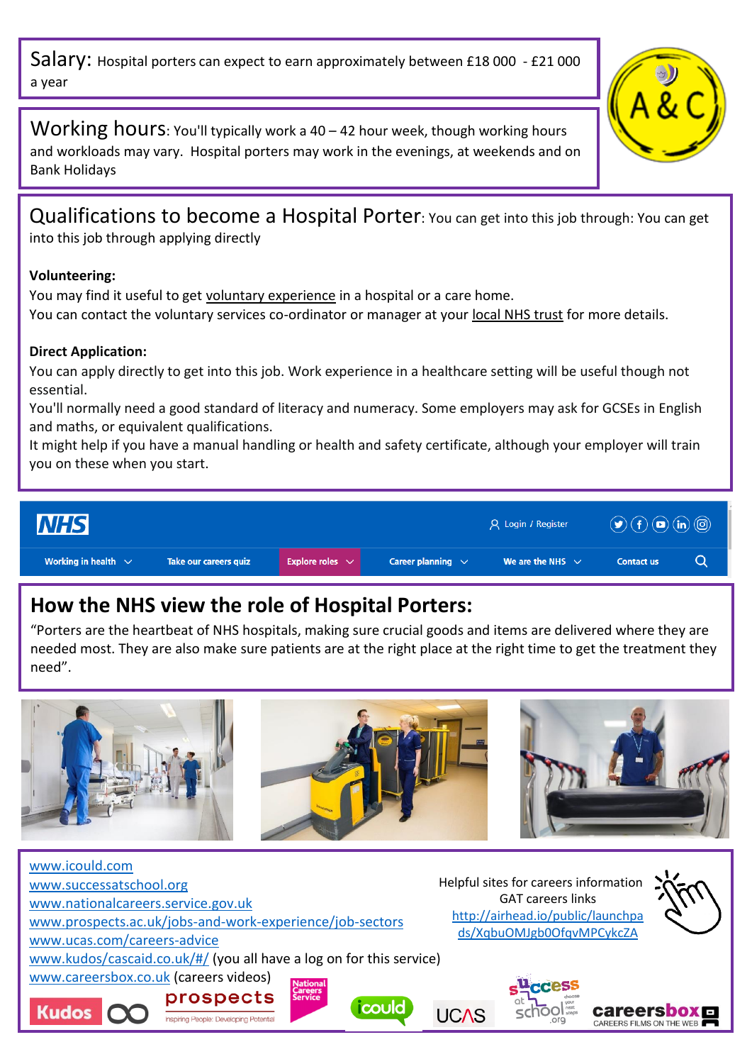**Salary:** Hospital porters can expect to earn approximately between £18 000 - £21 000 a year

**Working hours:** You'll typically work a 40 – 42 hour week, though working hours and workloads may vary. Hospital porters may work in the evenings, at weekends and on Bank Holidays

## Qualifications to become a Hospital Porter

You can get into this job through: You can get into this job through applying directly

**Volunteering:**

You may find it useful to get voluntary experience in a hospital or a care home.

You can contact the voluntary services co-ordinator or manager at your local NHS trust for more details.

**Direct Application:**

You can apply directly to get into this job. Work experience in a healthcare setting will be useful though not essential.

You'll normally need a good standard of literacy and numeracy. Some employers may ask for GCSEs in English and maths, or equivalent qualifications.

It might help if you have a manual handling or health and safety certificate, although your employer will train you on these when you start.

NHS | Login / Register

Working in health | Take our careers quiz | Explore roles | Career planning | We are the NHS | Contact us

## How the NHS view the role of Hospital Porters:

"Porters are the heartbeat of NHS hospitals, making sure crucial goods and items are delivered where they are needed most. They are also make sure patients are at the right place at the right time to get the treatment they need".

www.icould.com
www.successatschool.org
www.nationalcareers.service.gov.uk
www.prospects.ac.uk/jobs-and-work-experience/job-sectors
www.ucas.com/careers-advice
www.kudos/cascaid.co.uk/#/ (you all have a log on for this service)
www.careersbox.co.uk (careers videos)

Helpful sites for careers information
GAT careers links
http://airhead.io/public/launchpads/XqbuOMJgb0OfqvMPCykcZA